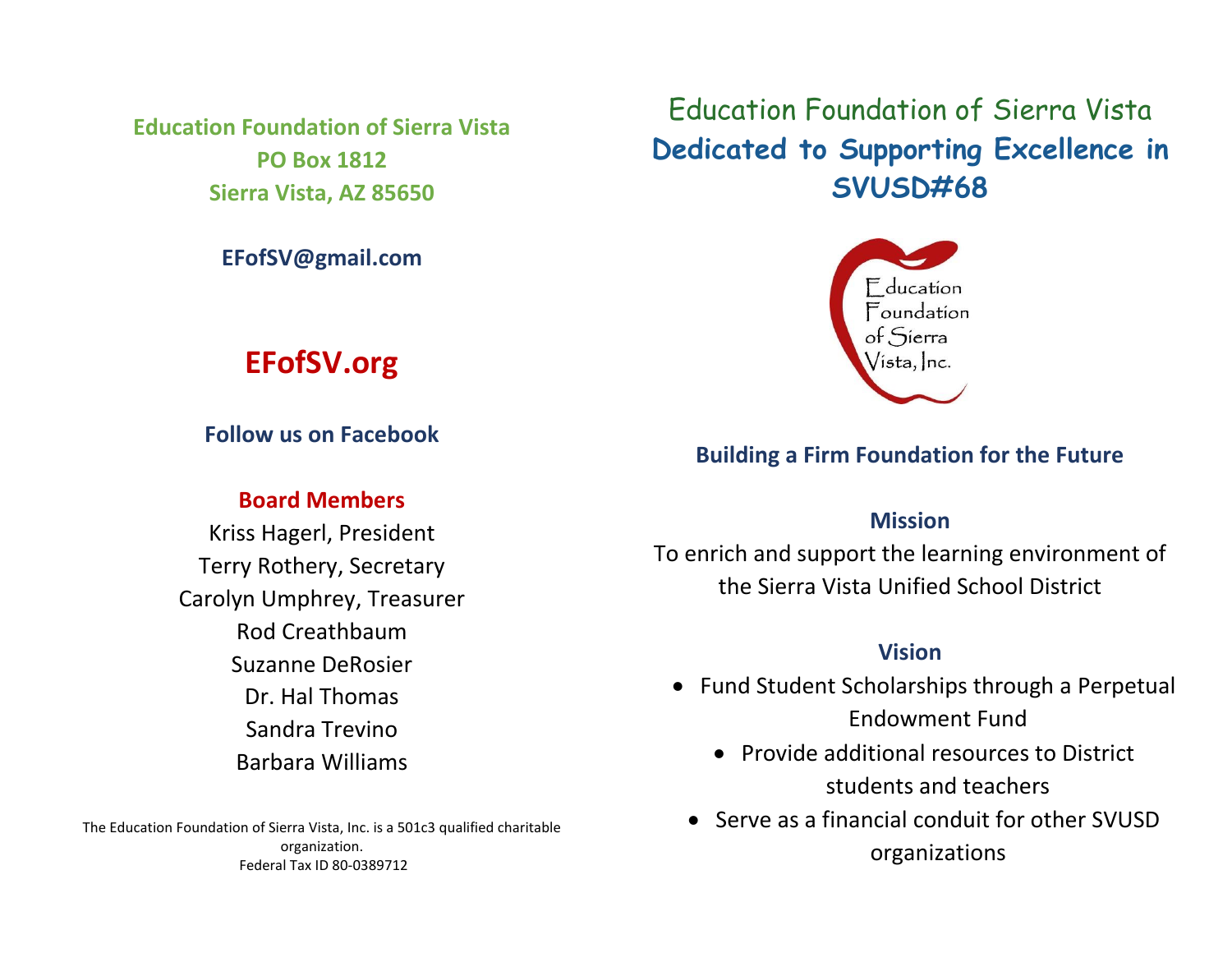**Education Foundation of Sierra Vista**
**PO Box 1812**
**Sierra Vista, AZ 85650**

**EFofSV@gmail.com**

## EFofSV.org

**Follow us on Facebook**

**Board Members**

Kriss Hagerl, President
Terry Rothery, Secretary
Carolyn Umphrey, Treasurer
Rod Creathbaum
Suzanne DeRosier
Dr. Hal Thomas
Sandra Trevino
Barbara Williams

The Education Foundation of Sierra Vista, Inc. is a 501c3 qualified charitable organization.
Federal Tax ID 80-0389712

# Education Foundation of Sierra Vista

## Dedicated to Supporting Excellence in SVUSD#68

Education Foundation of Sierra Vista, Inc.

### Building a Firm Foundation for the Future

### Mission

To enrich and support the learning environment of the Sierra Vista Unified School District

### Vision

- Fund Student Scholarships through a Perpetual Endowment Fund
- Provide additional resources to District students and teachers
- Serve as a financial conduit for other SVUSD organizations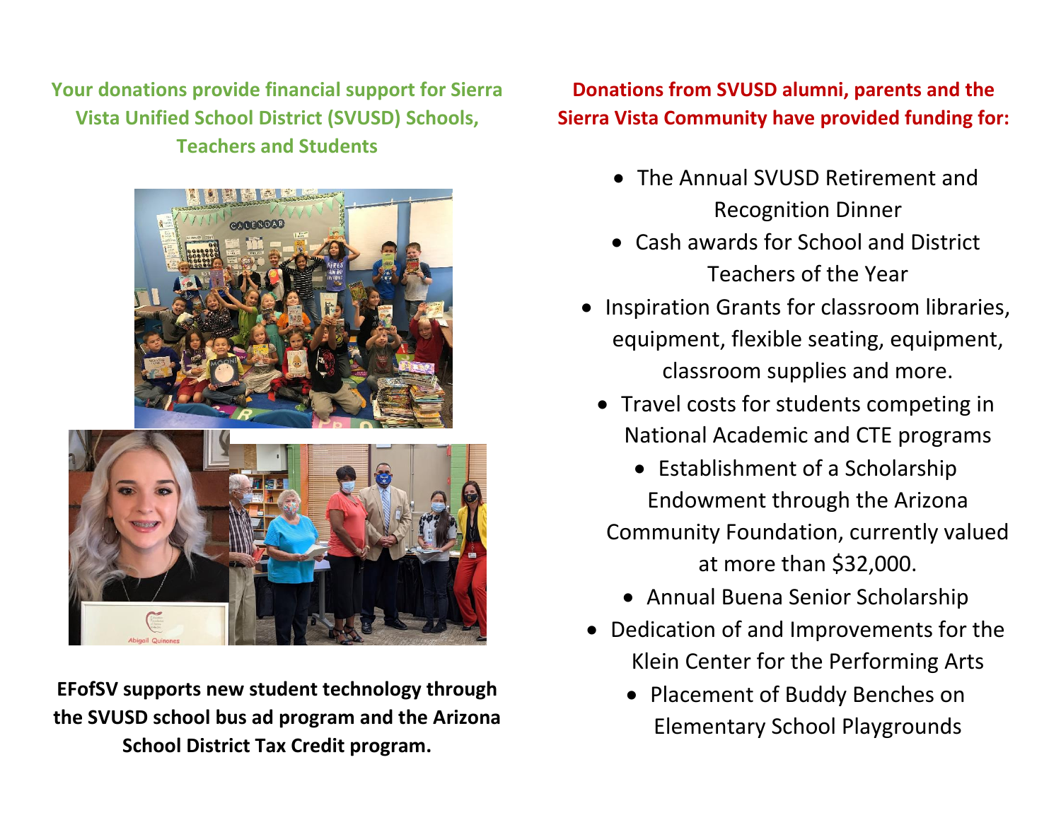**Your donations provide financial support for Sierra Vista Unified School District (SVUSD) Schools, Teachers and Students**

**EFofSV supports new student technology through the SVUSD school bus ad program and the Arizona School District Tax Credit program.**

**Donations from SVUSD alumni, parents and the Sierra Vista Community have provided funding for:**

- The Annual SVUSD Retirement and Recognition Dinner
- Cash awards for School and District Teachers of the Year
- Inspiration Grants for classroom libraries, equipment, flexible seating, equipment, classroom supplies and more.
- Travel costs for students competing in National Academic and CTE programs
- Establishment of a Scholarship Endowment through the Arizona Community Foundation, currently valued at more than $32,000.
- Annual Buena Senior Scholarship
- Dedication of and Improvements for the Klein Center for the Performing Arts
- Placement of Buddy Benches on Elementary School Playgrounds